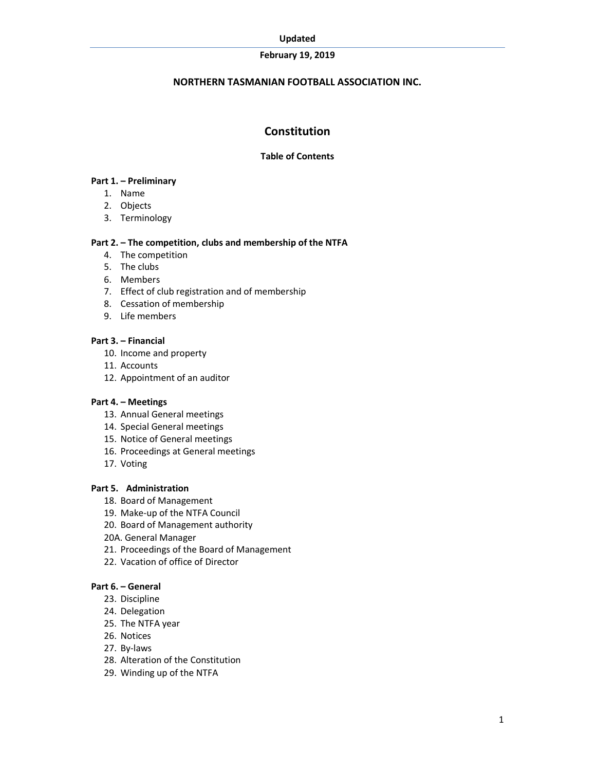Updated

February 19, 2019

**NORTHERN TASMANIAN FOOTBALL ASSOCIATION INC.**

# Constitution

**Table of Contents**

**Part 1. – Preliminary**

1. Name
2. Objects
3. Terminology

**Part 2. – The competition, clubs and membership of the NTFA**

4. The competition
5. The clubs
6. Members
7. Effect of club registration and of membership
8. Cessation of membership
9. Life members

**Part 3. – Financial**

10. Income and property
11. Accounts
12. Appointment of an auditor

**Part 4. – Meetings**

13. Annual General meetings
14. Special General meetings
15. Notice of General meetings
16. Proceedings at General meetings
17. Voting

**Part 5. Administration**

18. Board of Management
19. Make-up of the NTFA Council
20. Board of Management authority

20A. General Manager

21. Proceedings of the Board of Management
22. Vacation of office of Director

**Part 6. – General**

23. Discipline
24. Delegation
25. The NTFA year
26. Notices
27. By-laws
28. Alteration of the Constitution
29. Winding up of the NTFA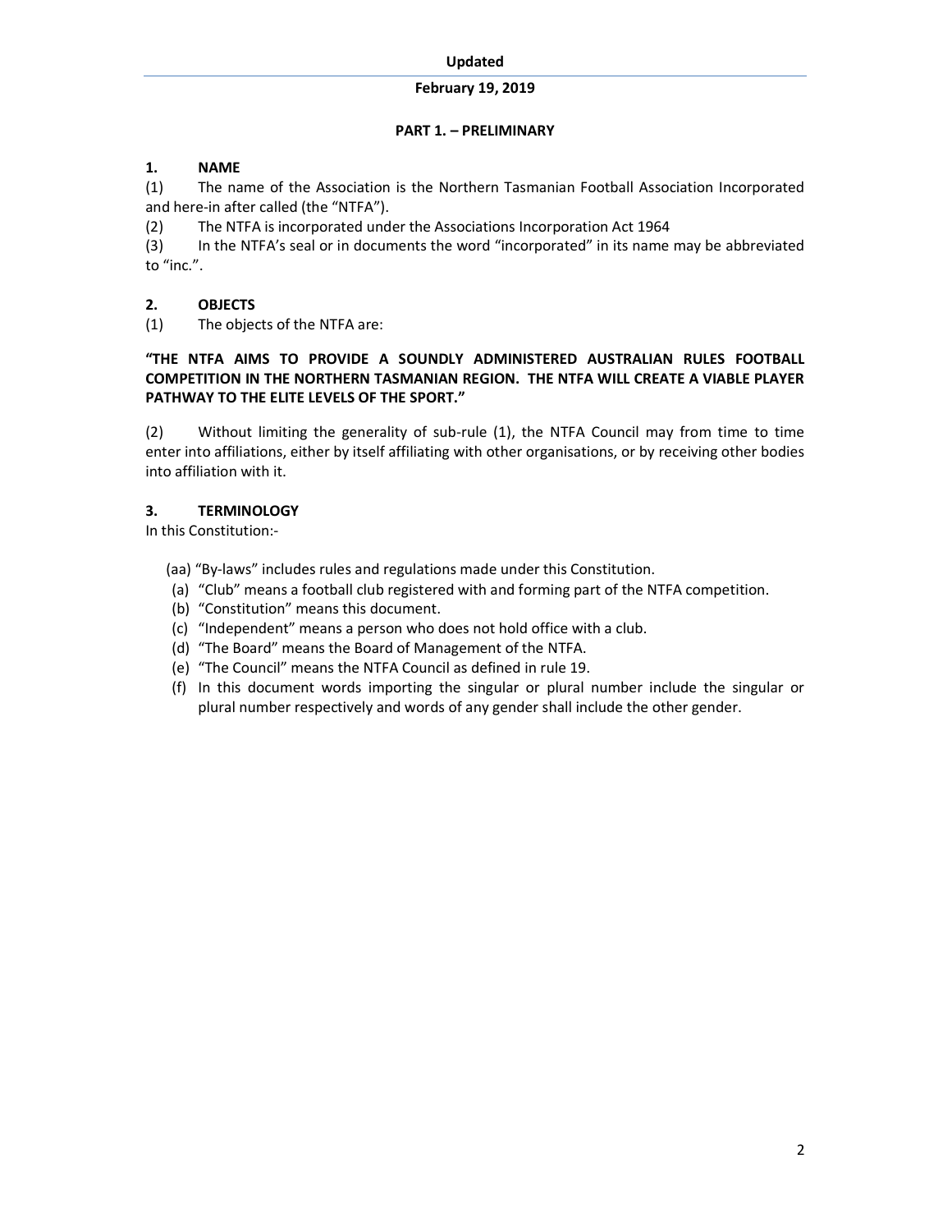## PART 1. – PRELIMINARY

### 1. NAME

(1) The name of the Association is the Northern Tasmanian Football Association Incorporated and here-in after called (the "NTFA").

(2) The NTFA is incorporated under the Associations Incorporation Act 1964

(3) In the NTFA's seal or in documents the word "incorporated" in its name may be abbreviated to "inc.".

### 2. OBJECTS

(1) The objects of the NTFA are:

**"THE NTFA AIMS TO PROVIDE A SOUNDLY ADMINISTERED AUSTRALIAN RULES FOOTBALL COMPETITION IN THE NORTHERN TASMANIAN REGION. THE NTFA WILL CREATE A VIABLE PLAYER PATHWAY TO THE ELITE LEVELS OF THE SPORT."**

(2) Without limiting the generality of sub-rule (1), the NTFA Council may from time to time enter into affiliations, either by itself affiliating with other organisations, or by receiving other bodies into affiliation with it.

### 3. TERMINOLOGY

In this Constitution:-

(aa) "By-laws" includes rules and regulations made under this Constitution.
(a) "Club" means a football club registered with and forming part of the NTFA competition.
(b) "Constitution" means this document.
(c) "Independent" means a person who does not hold office with a club.
(d) "The Board" means the Board of Management of the NTFA.
(e) "The Council" means the NTFA Council as defined in rule 19.
(f) In this document words importing the singular or plural number include the singular or plural number respectively and words of any gender shall include the other gender.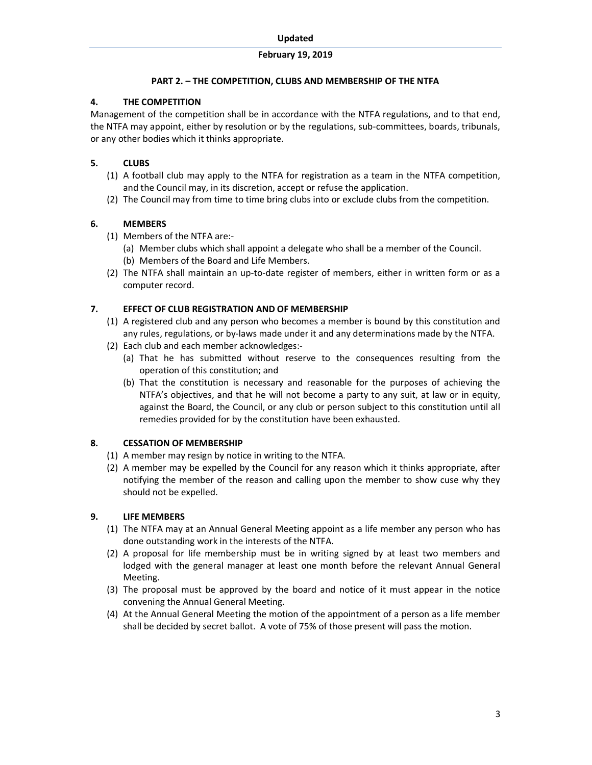## PART 2. – THE COMPETITION, CLUBS AND MEMBERSHIP OF THE NTFA

### 4. THE COMPETITION

Management of the competition shall be in accordance with the NTFA regulations, and to that end, the NTFA may appoint, either by resolution or by the regulations, sub-committees, boards, tribunals, or any other bodies which it thinks appropriate.

### 5. CLUBS

(1) A football club may apply to the NTFA for registration as a team in the NTFA competition, and the Council may, in its discretion, accept or refuse the application.

(2) The Council may from time to time bring clubs into or exclude clubs from the competition.

### 6. MEMBERS

(1) Members of the NTFA are:-

  (a) Member clubs which shall appoint a delegate who shall be a member of the Council.

  (b) Members of the Board and Life Members.

(2) The NTFA shall maintain an up-to-date register of members, either in written form or as a computer record.

### 7. EFFECT OF CLUB REGISTRATION AND OF MEMBERSHIP

(1) A registered club and any person who becomes a member is bound by this constitution and any rules, regulations, or by-laws made under it and any determinations made by the NTFA.

(2) Each club and each member acknowledges:-

  (a) That he has submitted without reserve to the consequences resulting from the operation of this constitution; and

  (b) That the constitution is necessary and reasonable for the purposes of achieving the NTFA's objectives, and that he will not become a party to any suit, at law or in equity, against the Board, the Council, or any club or person subject to this constitution until all remedies provided for by the constitution have been exhausted.

### 8. CESSATION OF MEMBERSHIP

(1) A member may resign by notice in writing to the NTFA.

(2) A member may be expelled by the Council for any reason which it thinks appropriate, after notifying the member of the reason and calling upon the member to show cuse why they should not be expelled.

### 9. LIFE MEMBERS

(1) The NTFA may at an Annual General Meeting appoint as a life member any person who has done outstanding work in the interests of the NTFA.

(2) A proposal for life membership must be in writing signed by at least two members and lodged with the general manager at least one month before the relevant Annual General Meeting.

(3) The proposal must be approved by the board and notice of it must appear in the notice convening the Annual General Meeting.

(4) At the Annual General Meeting the motion of the appointment of a person as a life member shall be decided by secret ballot. A vote of 75% of those present will pass the motion.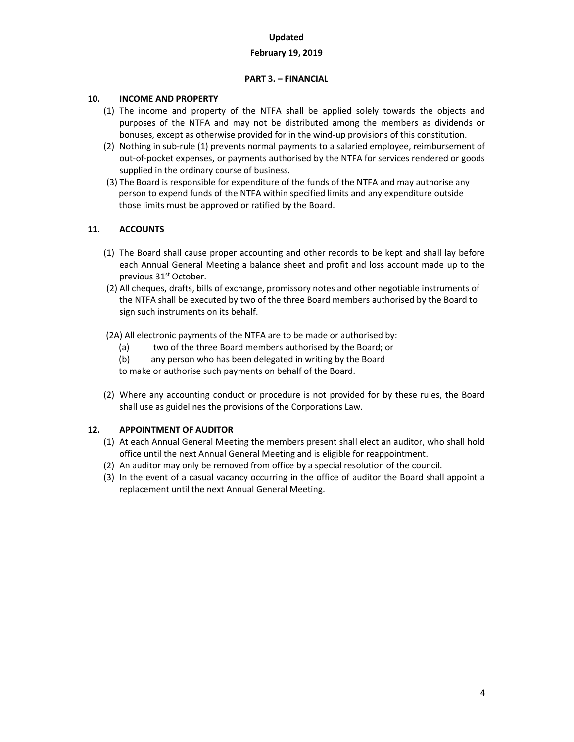## PART 3. – FINANCIAL

### 10. INCOME AND PROPERTY

(1) The income and property of the NTFA shall be applied solely towards the objects and purposes of the NTFA and may not be distributed among the members as dividends or bonuses, except as otherwise provided for in the wind-up provisions of this constitution.

(2) Nothing in sub-rule (1) prevents normal payments to a salaried employee, reimbursement of out-of-pocket expenses, or payments authorised by the NTFA for services rendered or goods supplied in the ordinary course of business.

(3) The Board is responsible for expenditure of the funds of the NTFA and may authorise any person to expend funds of the NTFA within specified limits and any expenditure outside those limits must be approved or ratified by the Board.

### 11. ACCOUNTS

(1) The Board shall cause proper accounting and other records to be kept and shall lay before each Annual General Meeting a balance sheet and profit and loss account made up to the previous 31st October.

(2) All cheques, drafts, bills of exchange, promissory notes and other negotiable instruments of the NTFA shall be executed by two of the three Board members authorised by the Board to sign such instruments on its behalf.

(2A) All electronic payments of the NTFA are to be made or authorised by:

(a) two of the three Board members authorised by the Board; or

(b) any person who has been delegated in writing by the Board

to make or authorise such payments on behalf of the Board.

(2) Where any accounting conduct or procedure is not provided for by these rules, the Board shall use as guidelines the provisions of the Corporations Law.

### 12. APPOINTMENT OF AUDITOR

(1) At each Annual General Meeting the members present shall elect an auditor, who shall hold office until the next Annual General Meeting and is eligible for reappointment.

(2) An auditor may only be removed from office by a special resolution of the council.

(3) In the event of a casual vacancy occurring in the office of auditor the Board shall appoint a replacement until the next Annual General Meeting.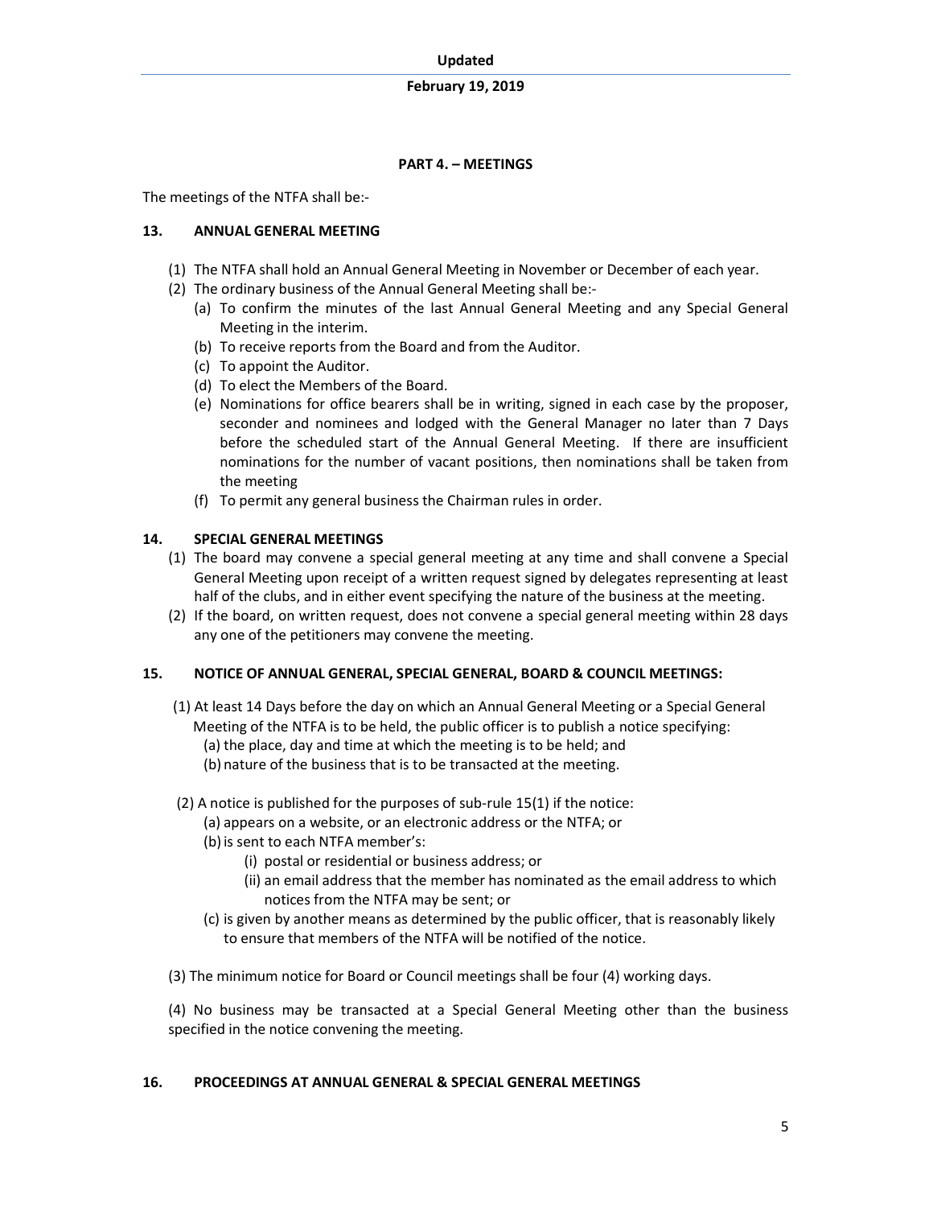## PART 4. – MEETINGS

The meetings of the NTFA shall be:-

### 13. ANNUAL GENERAL MEETING

(1) The NTFA shall hold an Annual General Meeting in November or December of each year.

(2) The ordinary business of the Annual General Meeting shall be:-

  (a) To confirm the minutes of the last Annual General Meeting and any Special General Meeting in the interim.

  (b) To receive reports from the Board and from the Auditor.

  (c) To appoint the Auditor.

  (d) To elect the Members of the Board.

  (e) Nominations for office bearers shall be in writing, signed in each case by the proposer, seconder and nominees and lodged with the General Manager no later than 7 Days before the scheduled start of the Annual General Meeting. If there are insufficient nominations for the number of vacant positions, then nominations shall be taken from the meeting

  (f) To permit any general business the Chairman rules in order.

### 14. SPECIAL GENERAL MEETINGS

(1) The board may convene a special general meeting at any time and shall convene a Special General Meeting upon receipt of a written request signed by delegates representing at least half of the clubs, and in either event specifying the nature of the business at the meeting.

(2) If the board, on written request, does not convene a special general meeting within 28 days any one of the petitioners may convene the meeting.

### 15. NOTICE OF ANNUAL GENERAL, SPECIAL GENERAL, BOARD & COUNCIL MEETINGS:

(1) At least 14 Days before the day on which an Annual General Meeting or a Special General Meeting of the NTFA is to be held, the public officer is to publish a notice specifying:

  (a) the place, day and time at which the meeting is to be held; and

  (b) nature of the business that is to be transacted at the meeting.

(2) A notice is published for the purposes of sub-rule 15(1) if the notice:

  (a) appears on a website, or an electronic address or the NTFA; or

  (b) is sent to each NTFA member's:

    (i) postal or residential or business address; or

    (ii) an email address that the member has nominated as the email address to which notices from the NTFA may be sent; or

  (c) is given by another means as determined by the public officer, that is reasonably likely to ensure that members of the NTFA will be notified of the notice.

(3) The minimum notice for Board or Council meetings shall be four (4) working days.

(4) No business may be transacted at a Special General Meeting other than the business specified in the notice convening the meeting.

### 16. PROCEEDINGS AT ANNUAL GENERAL & SPECIAL GENERAL MEETINGS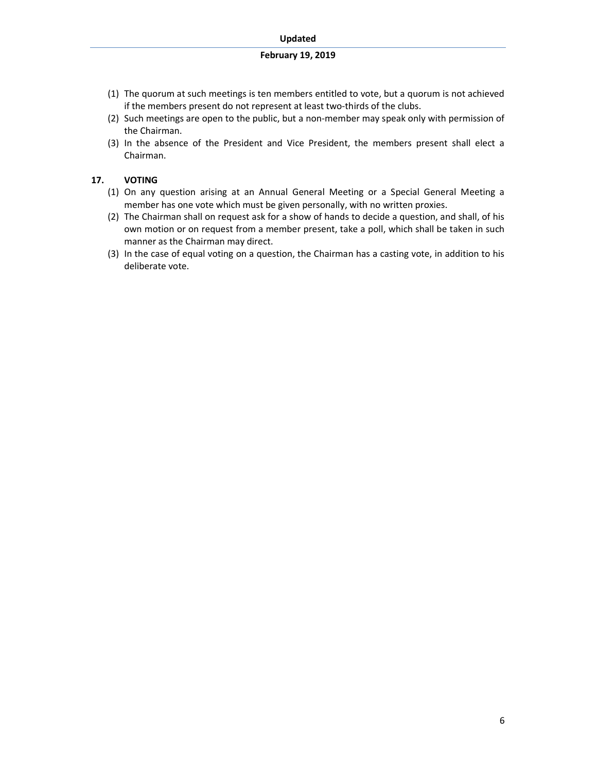(1) The quorum at such meetings is ten members entitled to vote, but a quorum is not achieved if the members present do not represent at least two-thirds of the clubs.
(2) Such meetings are open to the public, but a non-member may speak only with permission of the Chairman.
(3) In the absence of the President and Vice President, the members present shall elect a Chairman.

## 17. VOTING

(1) On any question arising at an Annual General Meeting or a Special General Meeting a member has one vote which must be given personally, with no written proxies.
(2) The Chairman shall on request ask for a show of hands to decide a question, and shall, of his own motion or on request from a member present, take a poll, which shall be taken in such manner as the Chairman may direct.
(3) In the case of equal voting on a question, the Chairman has a casting vote, in addition to his deliberate vote.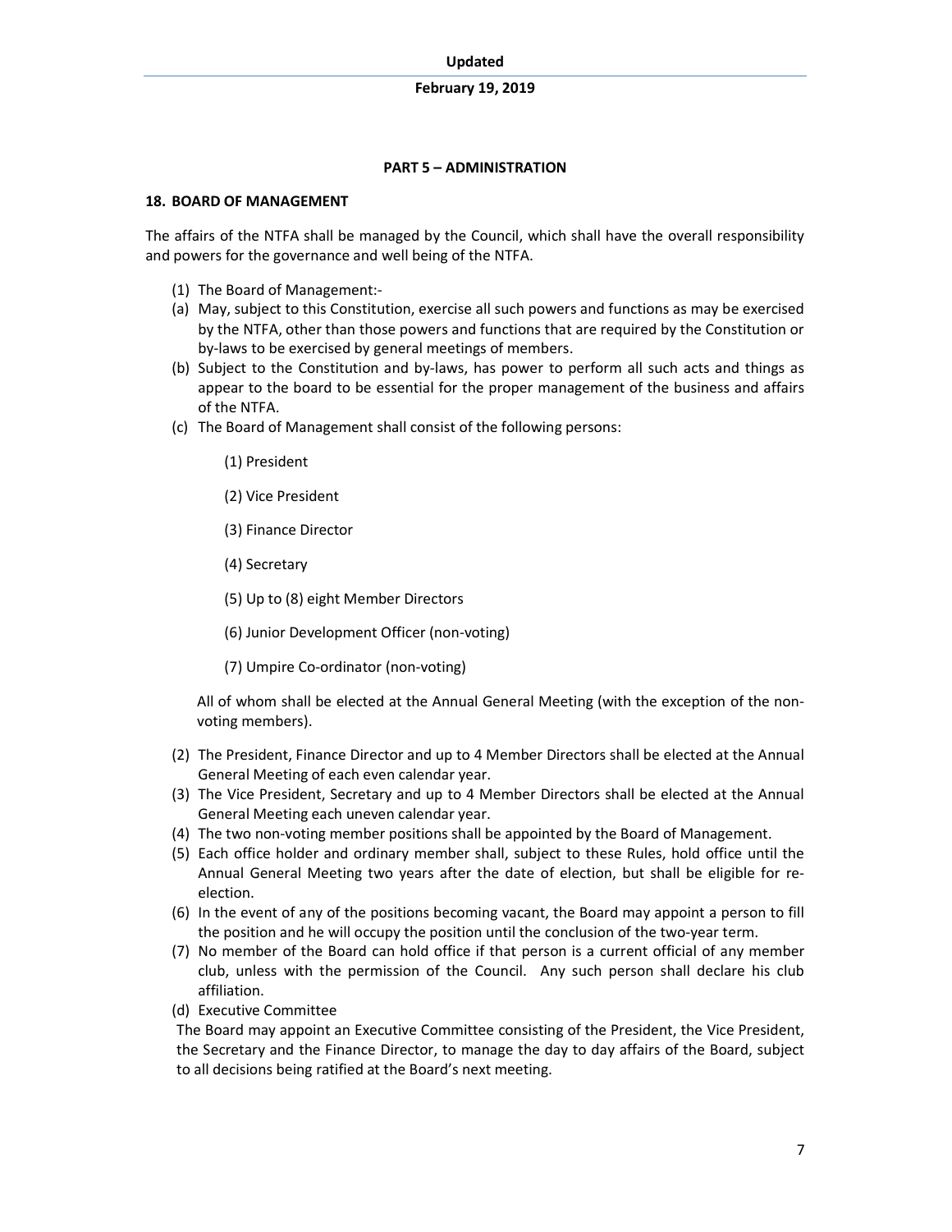## PART 5 – ADMINISTRATION

### 18. BOARD OF MANAGEMENT

The affairs of the NTFA shall be managed by the Council, which shall have the overall responsibility and powers for the governance and well being of the NTFA.

(1) The Board of Management:-

(a) May, subject to this Constitution, exercise all such powers and functions as may be exercised by the NTFA, other than those powers and functions that are required by the Constitution or by-laws to be exercised by general meetings of members.

(b) Subject to the Constitution and by-laws, has power to perform all such acts and things as appear to the board to be essential for the proper management of the business and affairs of the NTFA.

(c) The Board of Management shall consist of the following persons:

   (1) President

   (2) Vice President

   (3) Finance Director

   (4) Secretary

   (5) Up to (8) eight Member Directors

   (6) Junior Development Officer (non-voting)

   (7) Umpire Co-ordinator (non-voting)

   All of whom shall be elected at the Annual General Meeting (with the exception of the non-voting members).

(2) The President, Finance Director and up to 4 Member Directors shall be elected at the Annual General Meeting of each even calendar year.

(3) The Vice President, Secretary and up to 4 Member Directors shall be elected at the Annual General Meeting each uneven calendar year.

(4) The two non-voting member positions shall be appointed by the Board of Management.

(5) Each office holder and ordinary member shall, subject to these Rules, hold office until the Annual General Meeting two years after the date of election, but shall be eligible for re-election.

(6) In the event of any of the positions becoming vacant, the Board may appoint a person to fill the position and he will occupy the position until the conclusion of the two-year term.

(7) No member of the Board can hold office if that person is a current official of any member club, unless with the permission of the Council. Any such person shall declare his club affiliation.

(d) Executive Committee

The Board may appoint an Executive Committee consisting of the President, the Vice President, the Secretary and the Finance Director, to manage the day to day affairs of the Board, subject to all decisions being ratified at the Board's next meeting.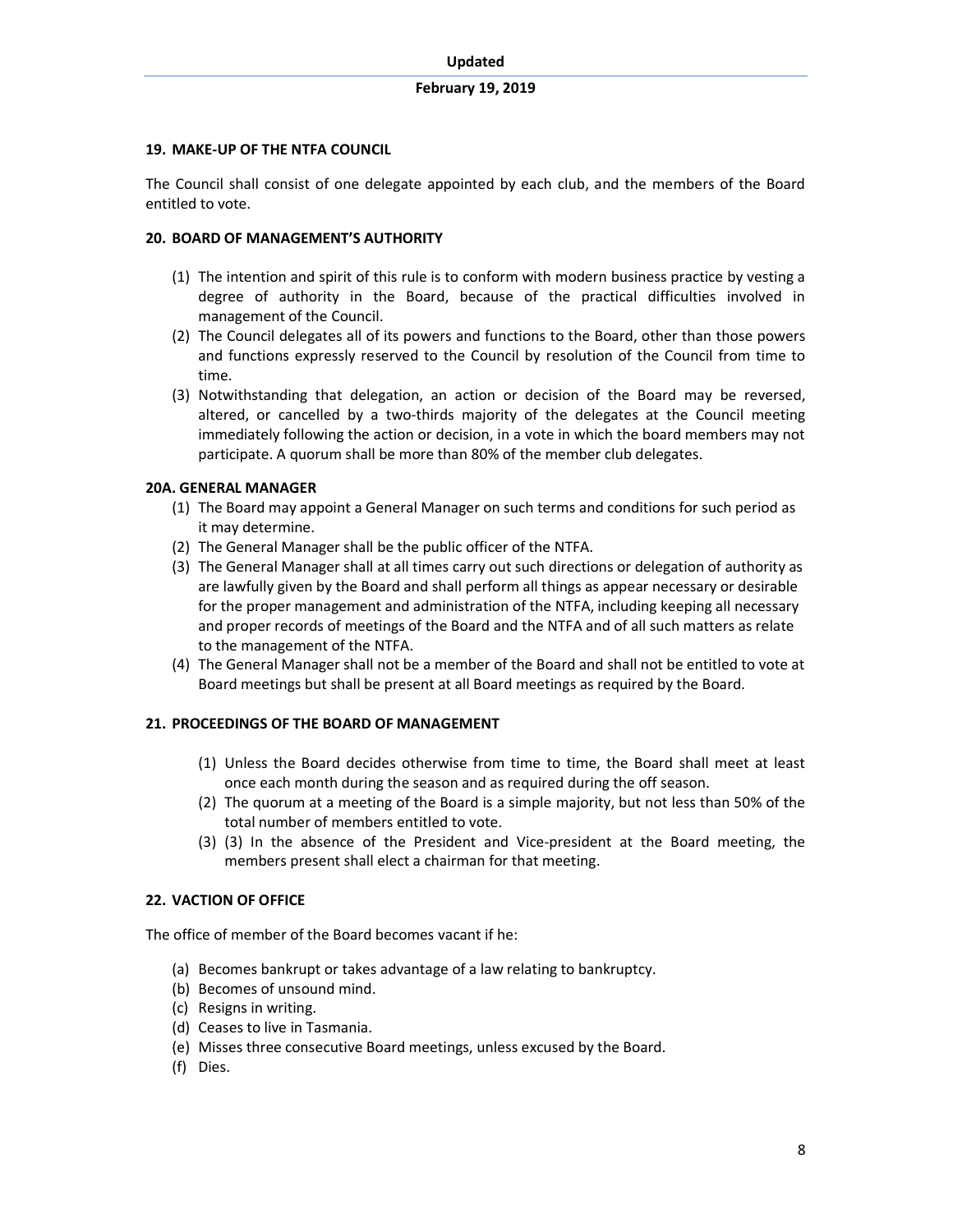### 19. MAKE-UP OF THE NTFA COUNCIL

The Council shall consist of one delegate appointed by each club, and the members of the Board entitled to vote.

### 20. BOARD OF MANAGEMENT'S AUTHORITY

(1) The intention and spirit of this rule is to conform with modern business practice by vesting a degree of authority in the Board, because of the practical difficulties involved in management of the Council.
(2) The Council delegates all of its powers and functions to the Board, other than those powers and functions expressly reserved to the Council by resolution of the Council from time to time.
(3) Notwithstanding that delegation, an action or decision of the Board may be reversed, altered, or cancelled by a two-thirds majority of the delegates at the Council meeting immediately following the action or decision, in a vote in which the board members may not participate. A quorum shall be more than 80% of the member club delegates.

### 20A. GENERAL MANAGER

(1) The Board may appoint a General Manager on such terms and conditions for such period as it may determine.
(2) The General Manager shall be the public officer of the NTFA.
(3) The General Manager shall at all times carry out such directions or delegation of authority as are lawfully given by the Board and shall perform all things as appear necessary or desirable for the proper management and administration of the NTFA, including keeping all necessary and proper records of meetings of the Board and the NTFA and of all such matters as relate to the management of the NTFA.
(4) The General Manager shall not be a member of the Board and shall not be entitled to vote at Board meetings but shall be present at all Board meetings as required by the Board.

### 21. PROCEEDINGS OF THE BOARD OF MANAGEMENT

(1) Unless the Board decides otherwise from time to time, the Board shall meet at least once each month during the season and as required during the off season.
(2) The quorum at a meeting of the Board is a simple majority, but not less than 50% of the total number of members entitled to vote.
(3) (3) In the absence of the President and Vice-president at the Board meeting, the members present shall elect a chairman for that meeting.

### 22. VACTION OF OFFICE

The office of member of the Board becomes vacant if he:

(a) Becomes bankrupt or takes advantage of a law relating to bankruptcy.
(b) Becomes of unsound mind.
(c) Resigns in writing.
(d) Ceases to live in Tasmania.
(e) Misses three consecutive Board meetings, unless excused by the Board.
(f) Dies.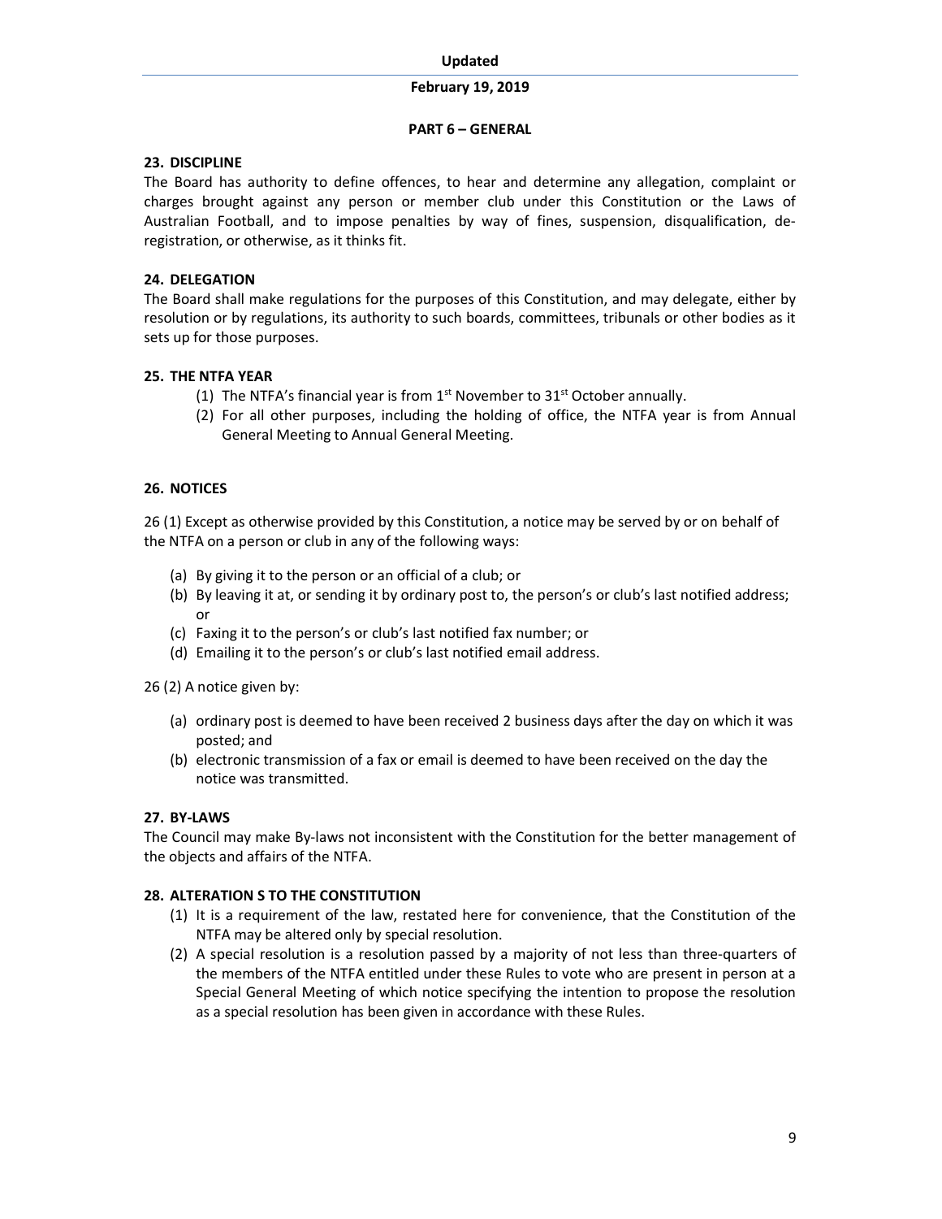## PART 6 – GENERAL

### 23. DISCIPLINE

The Board has authority to define offences, to hear and determine any allegation, complaint or charges brought against any person or member club under this Constitution or the Laws of Australian Football, and to impose penalties by way of fines, suspension, disqualification, de-registration, or otherwise, as it thinks fit.

### 24. DELEGATION

The Board shall make regulations for the purposes of this Constitution, and may delegate, either by resolution or by regulations, its authority to such boards, committees, tribunals or other bodies as it sets up for those purposes.

### 25. THE NTFA YEAR

(1) The NTFA's financial year is from 1st November to 31st October annually.

(2) For all other purposes, including the holding of office, the NTFA year is from Annual General Meeting to Annual General Meeting.

### 26. NOTICES

26 (1) Except as otherwise provided by this Constitution, a notice may be served by or on behalf of the NTFA on a person or club in any of the following ways:

(a) By giving it to the person or an official of a club; or

(b) By leaving it at, or sending it by ordinary post to, the person's or club's last notified address; or

(c) Faxing it to the person's or club's last notified fax number; or

(d) Emailing it to the person's or club's last notified email address.

26 (2) A notice given by:

(a) ordinary post is deemed to have been received 2 business days after the day on which it was posted; and

(b) electronic transmission of a fax or email is deemed to have been received on the day the notice was transmitted.

### 27. BY-LAWS

The Council may make By-laws not inconsistent with the Constitution for the better management of the objects and affairs of the NTFA.

### 28. ALTERATION S TO THE CONSTITUTION

(1) It is a requirement of the law, restated here for convenience, that the Constitution of the NTFA may be altered only by special resolution.

(2) A special resolution is a resolution passed by a majority of not less than three-quarters of the members of the NTFA entitled under these Rules to vote who are present in person at a Special General Meeting of which notice specifying the intention to propose the resolution as a special resolution has been given in accordance with these Rules.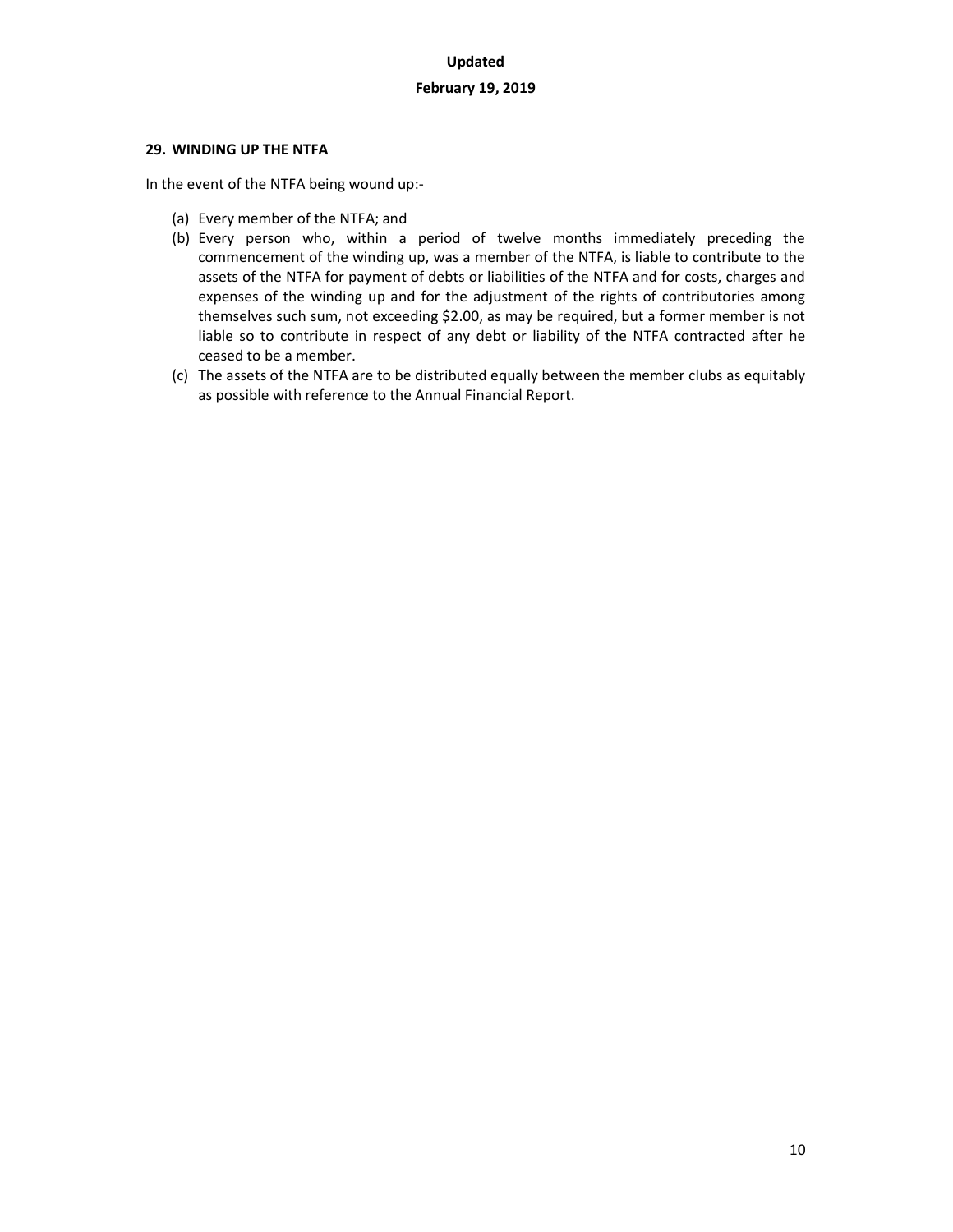## 29. WINDING UP THE NTFA

In the event of the NTFA being wound up:-

(a) Every member of the NTFA; and

(b) Every person who, within a period of twelve months immediately preceding the commencement of the winding up, was a member of the NTFA, is liable to contribute to the assets of the NTFA for payment of debts or liabilities of the NTFA and for costs, charges and expenses of the winding up and for the adjustment of the rights of contributories among themselves such sum, not exceeding $2.00, as may be required, but a former member is not liable so to contribute in respect of any debt or liability of the NTFA contracted after he ceased to be a member.

(c) The assets of the NTFA are to be distributed equally between the member clubs as equitably as possible with reference to the Annual Financial Report.